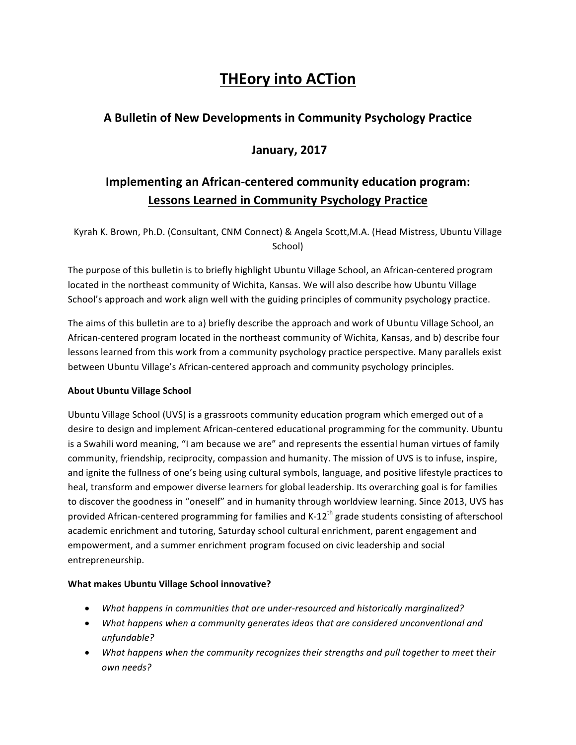# THEory into ACTion

## A Bulletin of New Developments in Community Psychology Practice

## January, 2017

## Implementing an African-centered community education program: Lessons Learned in Community Psychology Practice

Kyrah K. Brown, Ph.D. (Consultant, CNM Connect) & Angela Scott,M.A. (Head Mistress, Ubuntu Village School)

The purpose of this bulletin is to briefly highlight Ubuntu Village School, an African-centered program located in the northeast community of Wichita, Kansas. We will also describe how Ubuntu Village School's approach and work align well with the guiding principles of community psychology practice.

The aims of this bulletin are to a) briefly describe the approach and work of Ubuntu Village School, an African-centered program located in the northeast community of Wichita, Kansas, and b) describe four lessons learned from this work from a community psychology practice perspective. Many parallels exist between Ubuntu Village's African-centered approach and community psychology principles.

**About Ubuntu Village School**

Ubuntu Village School (UVS) is a grassroots community education program which emerged out of a desire to design and implement African-centered educational programming for the community. Ubuntu is a Swahili word meaning, "I am because we are" and represents the essential human virtues of family community, friendship, reciprocity, compassion and humanity. The mission of UVS is to infuse, inspire, and ignite the fullness of one's being using cultural symbols, language, and positive lifestyle practices to heal, transform and empower diverse learners for global leadership. Its overarching goal is for families to discover the goodness in "oneself" and in humanity through worldview learning. Since 2013, UVS has provided African-centered programming for families and K-12th grade students consisting of afterschool academic enrichment and tutoring, Saturday school cultural enrichment, parent engagement and empowerment, and a summer enrichment program focused on civic leadership and social entrepreneurship.

**What makes Ubuntu Village School innovative?**

- *What happens in communities that are under-resourced and historically marginalized?*
- *What happens when a community generates ideas that are considered unconventional and unfundable?*
- *What happens when the community recognizes their strengths and pull together to meet their own needs?*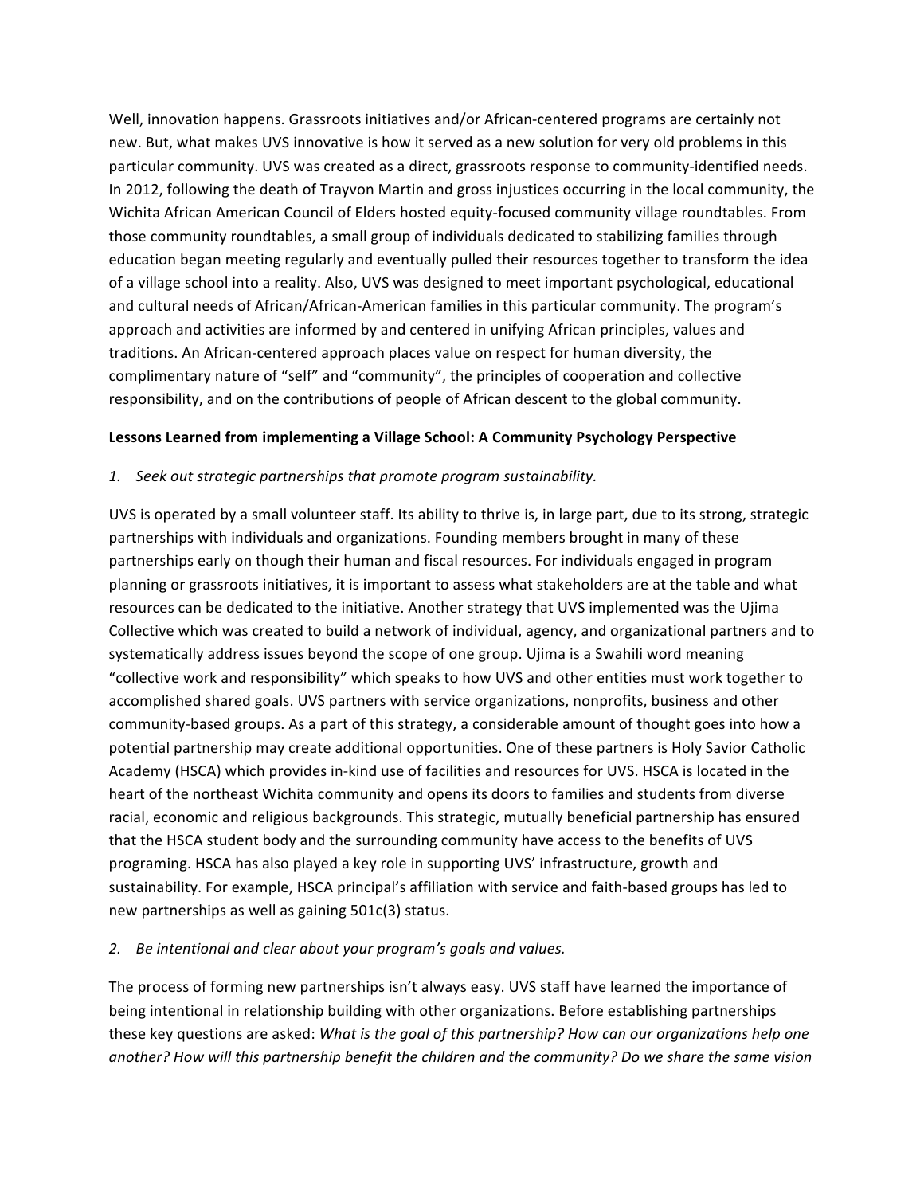Well, innovation happens. Grassroots initiatives and/or African-centered programs are certainly not new. But, what makes UVS innovative is how it served as a new solution for very old problems in this particular community. UVS was created as a direct, grassroots response to community-identified needs. In 2012, following the death of Trayvon Martin and gross injustices occurring in the local community, the Wichita African American Council of Elders hosted equity-focused community village roundtables. From those community roundtables, a small group of individuals dedicated to stabilizing families through education began meeting regularly and eventually pulled their resources together to transform the idea of a village school into a reality. Also, UVS was designed to meet important psychological, educational and cultural needs of African/African-American families in this particular community. The program's approach and activities are informed by and centered in unifying African principles, values and traditions. An African-centered approach places value on respect for human diversity, the complimentary nature of "self" and "community", the principles of cooperation and collective responsibility, and on the contributions of people of African descent to the global community.

**Lessons Learned from implementing a Village School: A Community Psychology Perspective**

*1. Seek out strategic partnerships that promote program sustainability.*

UVS is operated by a small volunteer staff. Its ability to thrive is, in large part, due to its strong, strategic partnerships with individuals and organizations. Founding members brought in many of these partnerships early on though their human and fiscal resources. For individuals engaged in program planning or grassroots initiatives, it is important to assess what stakeholders are at the table and what resources can be dedicated to the initiative. Another strategy that UVS implemented was the Ujima Collective which was created to build a network of individual, agency, and organizational partners and to systematically address issues beyond the scope of one group. Ujima is a Swahili word meaning "collective work and responsibility" which speaks to how UVS and other entities must work together to accomplished shared goals. UVS partners with service organizations, nonprofits, business and other community-based groups. As a part of this strategy, a considerable amount of thought goes into how a potential partnership may create additional opportunities. One of these partners is Holy Savior Catholic Academy (HSCA) which provides in-kind use of facilities and resources for UVS. HSCA is located in the heart of the northeast Wichita community and opens its doors to families and students from diverse racial, economic and religious backgrounds. This strategic, mutually beneficial partnership has ensured that the HSCA student body and the surrounding community have access to the benefits of UVS programing. HSCA has also played a key role in supporting UVS' infrastructure, growth and sustainability. For example, HSCA principal's affiliation with service and faith-based groups has led to new partnerships as well as gaining 501c(3) status.

*2. Be intentional and clear about your program's goals and values.*

The process of forming new partnerships isn't always easy. UVS staff have learned the importance of being intentional in relationship building with other organizations. Before establishing partnerships these key questions are asked: *What is the goal of this partnership? How can our organizations help one another? How will this partnership benefit the children and the community? Do we share the same vision*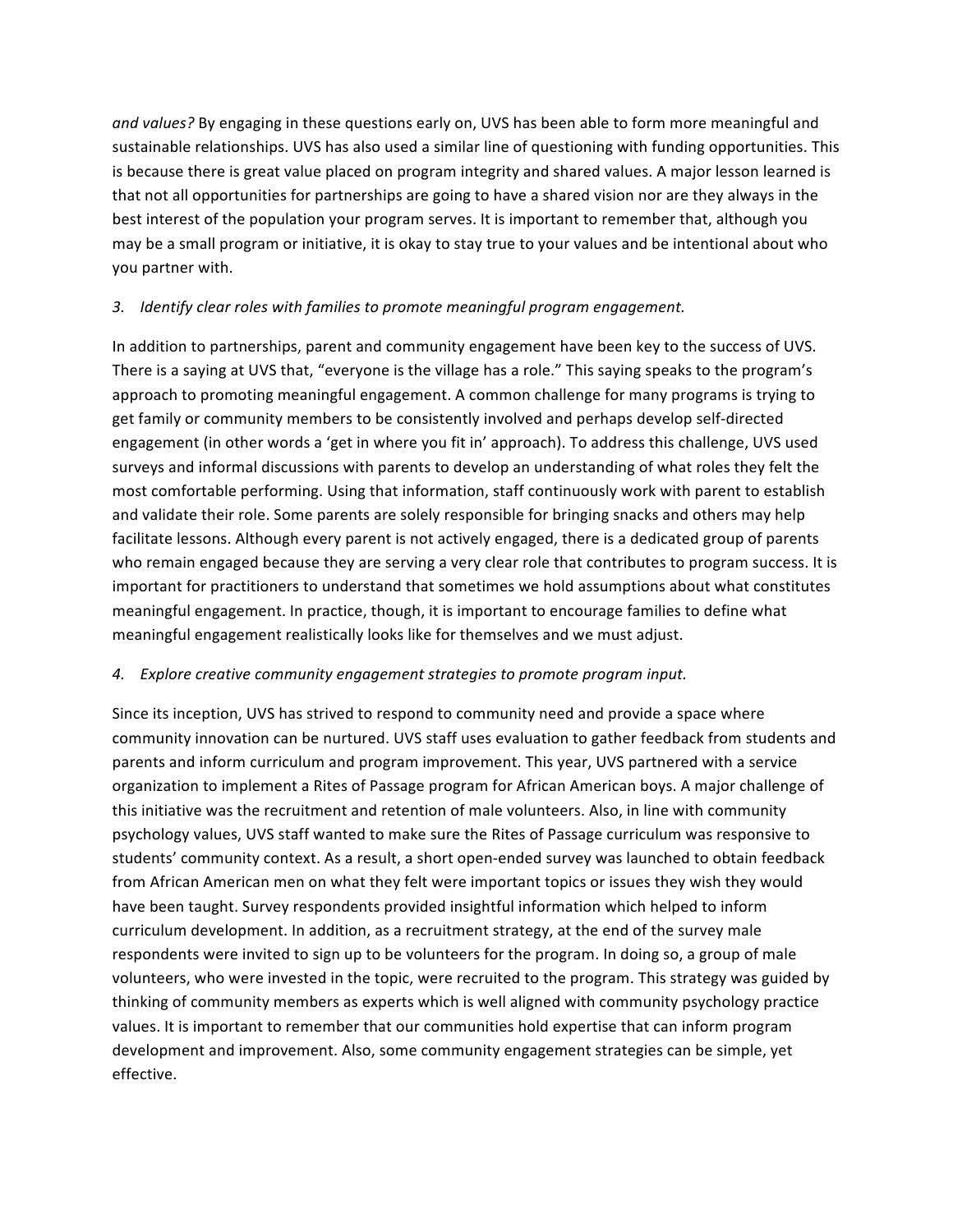*and values?* By engaging in these questions early on, UVS has been able to form more meaningful and sustainable relationships. UVS has also used a similar line of questioning with funding opportunities. This is because there is great value placed on program integrity and shared values. A major lesson learned is that not all opportunities for partnerships are going to have a shared vision nor are they always in the best interest of the population your program serves. It is important to remember that, although you may be a small program or initiative, it is okay to stay true to your values and be intentional about who you partner with.

3. *Identify clear roles with families to promote meaningful program engagement.*

In addition to partnerships, parent and community engagement have been key to the success of UVS. There is a saying at UVS that, "everyone is the village has a role." This saying speaks to the program's approach to promoting meaningful engagement. A common challenge for many programs is trying to get family or community members to be consistently involved and perhaps develop self-directed engagement (in other words a 'get in where you fit in' approach). To address this challenge, UVS used surveys and informal discussions with parents to develop an understanding of what roles they felt the most comfortable performing. Using that information, staff continuously work with parent to establish and validate their role. Some parents are solely responsible for bringing snacks and others may help facilitate lessons. Although every parent is not actively engaged, there is a dedicated group of parents who remain engaged because they are serving a very clear role that contributes to program success. It is important for practitioners to understand that sometimes we hold assumptions about what constitutes meaningful engagement. In practice, though, it is important to encourage families to define what meaningful engagement realistically looks like for themselves and we must adjust.

4. *Explore creative community engagement strategies to promote program input.*

Since its inception, UVS has strived to respond to community need and provide a space where community innovation can be nurtured. UVS staff uses evaluation to gather feedback from students and parents and inform curriculum and program improvement. This year, UVS partnered with a service organization to implement a Rites of Passage program for African American boys. A major challenge of this initiative was the recruitment and retention of male volunteers. Also, in line with community psychology values, UVS staff wanted to make sure the Rites of Passage curriculum was responsive to students' community context. As a result, a short open-ended survey was launched to obtain feedback from African American men on what they felt were important topics or issues they wish they would have been taught. Survey respondents provided insightful information which helped to inform curriculum development. In addition, as a recruitment strategy, at the end of the survey male respondents were invited to sign up to be volunteers for the program. In doing so, a group of male volunteers, who were invested in the topic, were recruited to the program. This strategy was guided by thinking of community members as experts which is well aligned with community psychology practice values. It is important to remember that our communities hold expertise that can inform program development and improvement. Also, some community engagement strategies can be simple, yet effective.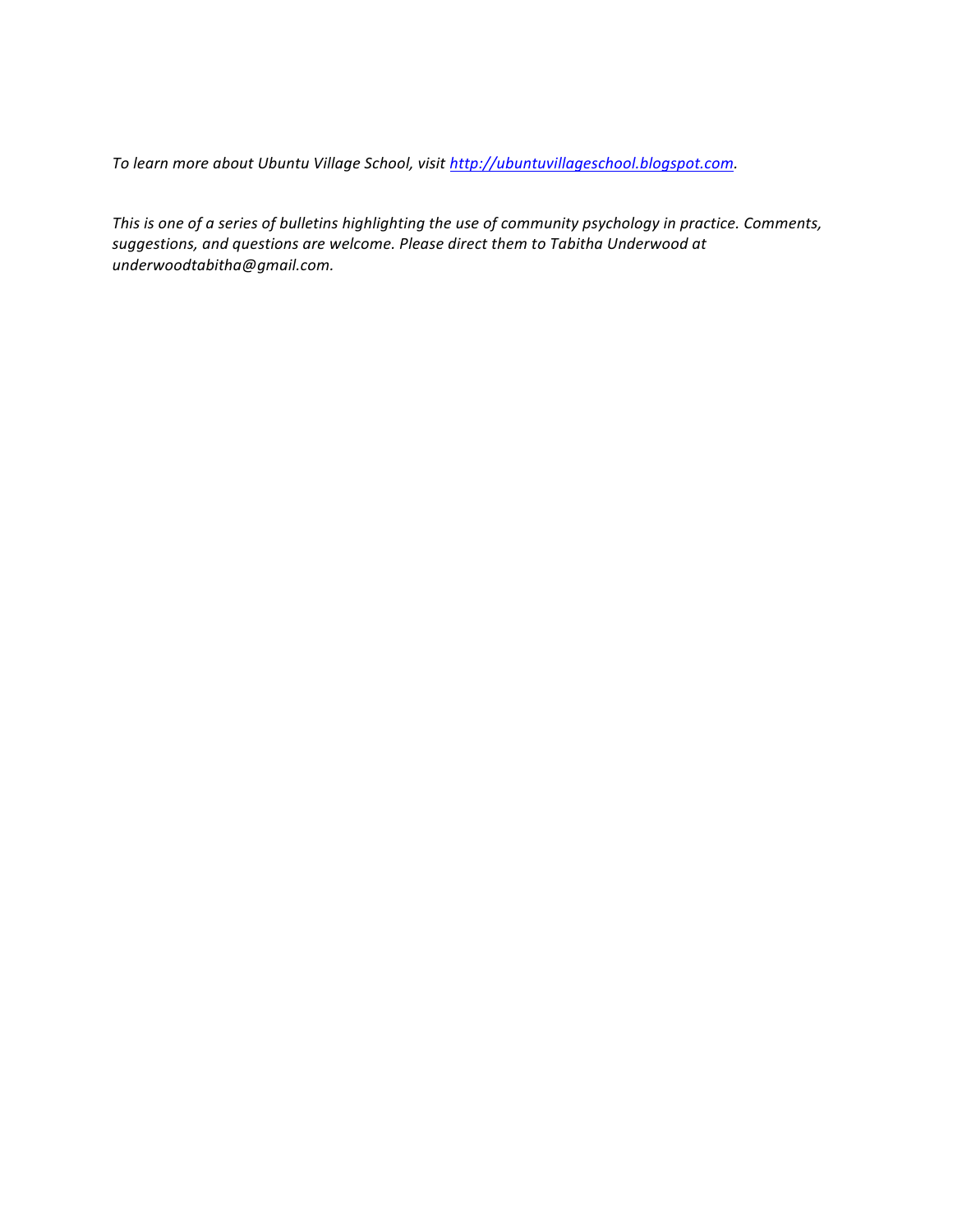*To learn more about Ubuntu Village School, visit [http://ubuntuvillageschool.blogspot.com](http://ubuntuvillageschool.blogspot.com).*

*This is one of a series of bulletins highlighting the use of community psychology in practice. Comments, suggestions, and questions are welcome. Please direct them to Tabitha Underwood at underwoodtabitha@gmail.com.*